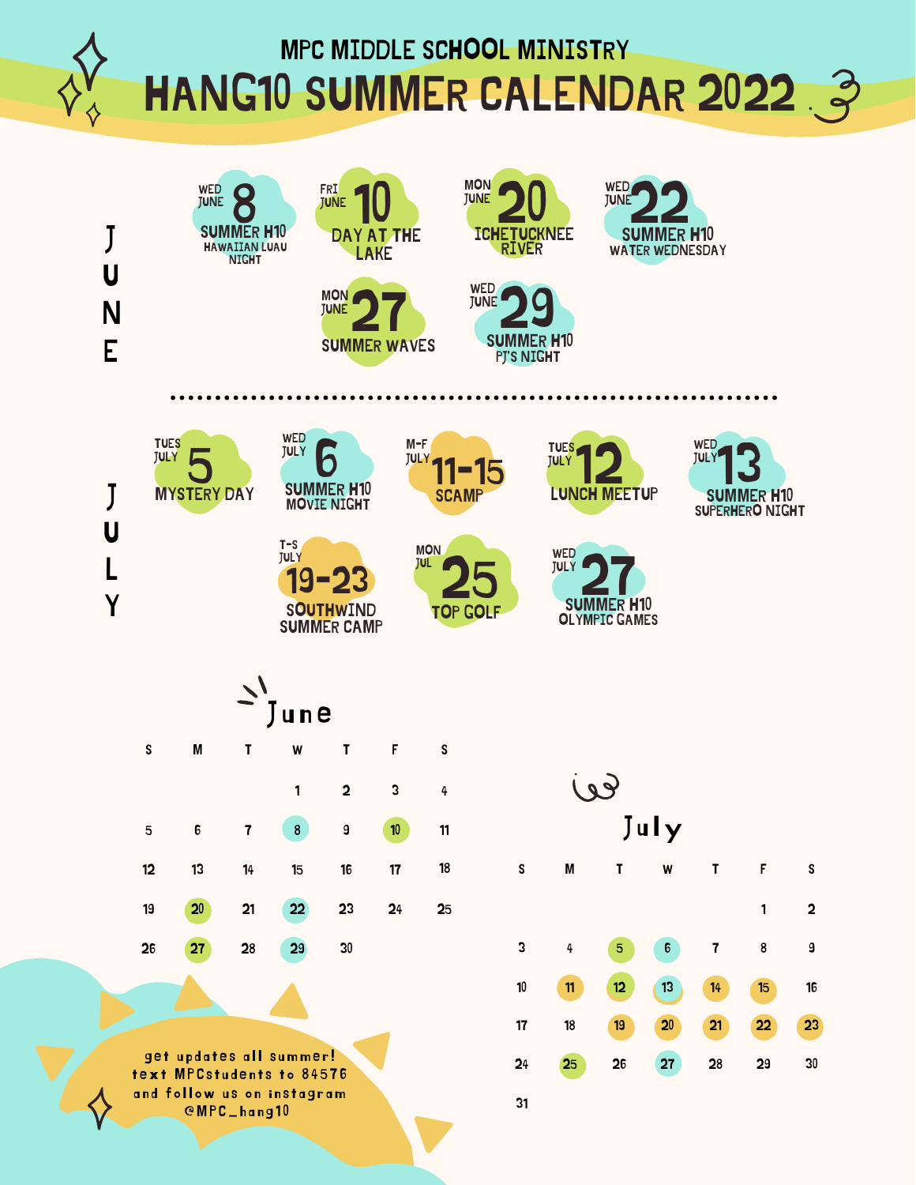# MPC MIDDLE SCHOOL MINISTRY

# HANG10 SUMMER CALENDAR 2022

## JUNE

- **WED JUNE 8** — SUMMER H10 HAWAIIAN LUAU NIGHT
- **FRI JUNE 10** — DAY AT THE LAKE
- **MON JUNE 20** — ICHETUCKNEE RIVER
- **WED JUNE 22** — SUMMER H10 WATER WEDNESDAY
- **MON JUNE 27** — SUMMER WAVES
- **WED JUNE 29** — SUMMER H10 PJ'S NIGHT

## JULY

- **TUES JULY 5** — MYSTERY DAY
- **WED JULY 6** — SUMMER H10 MOVIE NIGHT
- **M-F JULY 11-15** — SCAMP
- **TUES JULY 12** — LUNCH MEETUP
- **WED JULY 13** — SUMMER H10 SUPERHERO NIGHT
- **T-S JULY 19-23** — SOUTHWIND SUMMER CAMP
- **MON JUL 25** — TOP GOLF
- **WED JULY 27** — SUMMER H10 OLYMPIC GAMES

### June

| S | M | T | W | T | F | S |
|---|---|---|---|---|---|---|
| | | | 1 | 2 | 3 | 4 |
| 5 | 6 | 7 | 8 | 9 | 10 | 11 |
| 12 | 13 | 14 | 15 | 16 | 17 | 18 |
| 19 | 20 | 21 | 22 | 23 | 24 | 25 |
| 26 | 27 | 28 | 29 | 30 | | |

### July

| S | M | T | W | T | F | S |
|---|---|---|---|---|---|---|
| | | | | | 1 | 2 |
| 3 | 4 | 5 | 6 | 7 | 8 | 9 |
| 10 | 11 | 12 | 13 | 14 | 15 | 16 |
| 17 | 18 | 19 | 20 | 21 | 22 | 23 |
| 24 | 25 | 26 | 27 | 28 | 29 | 30 |
| 31 | | | | | | |

get updates all summer!
text MPCstudents to 84576
and follow us on instagram
@MPC_hang10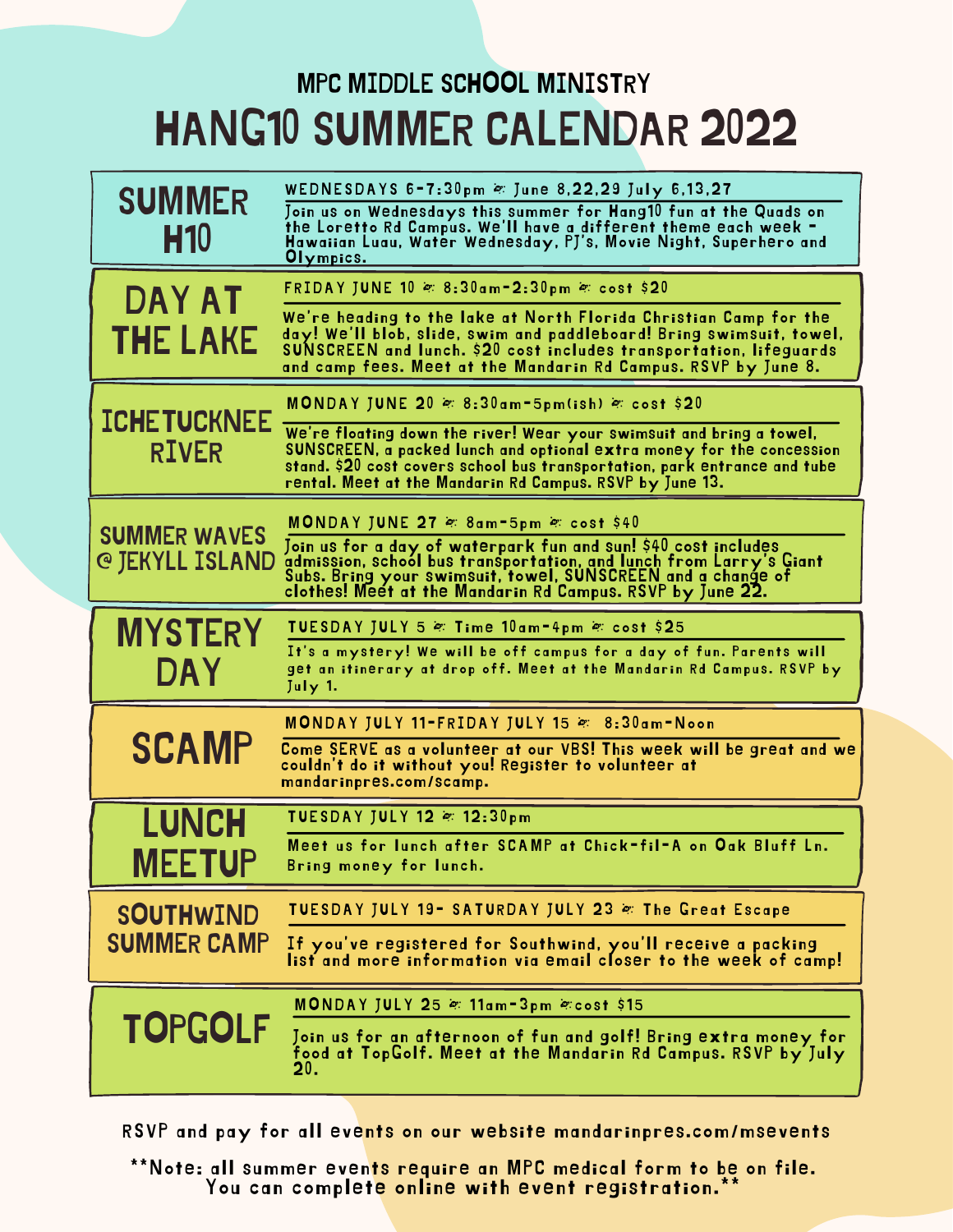## MPC MIDDLE SCHOOL MINISTRY

# HANG10 SUMMER CALENDAR 2022

### SUMMER H10

WEDNESDAYS 6-7:30pm ≈ June 8,22,29 July 6,13,27

Join us on Wednesdays this summer for Hang10 fun at the Quads on the Loretto Rd Campus. We'll have a different theme each week - Hawaiian Luau, Water Wednesday, PJ's, Movie Night, Superhero and Olympics.

### DAY AT THE LAKE

FRIDAY JUNE 10 ≈ 8:30am-2:30pm ≈ cost $20

We're heading to the lake at North Florida Christian Camp for the day! We'll blob, slide, swim and paddleboard! Bring swimsuit, towel, SUNSCREEN and lunch. $20 cost includes transportation, lifeguards and camp fees. Meet at the Mandarin Rd Campus. RSVP by June 8.

### ICHETUCKNEE RIVER

MONDAY JUNE 20 ≈ 8:30am-5pm(ish) ≈ cost $20

We're floating down the river! Wear your swimsuit and bring a towel, SUNSCREEN, a packed lunch and optional extra money for the concession stand. $20 cost covers school bus transportation, park entrance and tube rental. Meet at the Mandarin Rd Campus. RSVP by June 13.

### SUMMER WAVES @ JEKYLL ISLAND

MONDAY JUNE 27 ≈ 8am-5pm ≈ cost $40

Join us for a day of waterpark fun and sun! $40 cost includes admission, school bus transportation, and lunch from Larry's Giant Subs. Bring your swimsuit, towel, SUNSCREEN and a change of clothes! Meet at the Mandarin Rd Campus. RSVP by June 22.

### MYSTERY DAY

TUESDAY JULY 5 ≈ Time 10am-4pm ≈ cost $25

It's a mystery! We will be off campus for a day of fun. Parents will get an itinerary at drop off. Meet at the Mandarin Rd Campus. RSVP by July 1.

### SCAMP

MONDAY JULY 11-FRIDAY JULY 15 ≈ 8:30am-Noon

Come SERVE as a volunteer at our VBS! This week will be great and we couldn't do it without you! Register to volunteer at mandarinpres.com/scamp.

### LUNCH MEETUP

TUESDAY JULY 12 ≈ 12:30pm

Meet us for lunch after SCAMP at Chick-fil-A on Oak Bluff Ln. Bring money for lunch.

### SOUTHWIND SUMMER CAMP

TUESDAY JULY 19- SATURDAY JULY 23 ≈ The Great Escape

If you've registered for Southwind, you'll receive a packing list and more information via email closer to the week of camp!

### TOPGOLF

MONDAY JULY 25 ≈ 11am-3pm ≈cost $15

Join us for an afternoon of fun and golf! Bring extra money for food at TopGolf. Meet at the Mandarin Rd Campus. RSVP by July 20.

RSVP and pay for all events on our website mandarinpres.com/msevents

**Note: all summer events require an MPC medical form to be on file. You can complete online with event registration.**